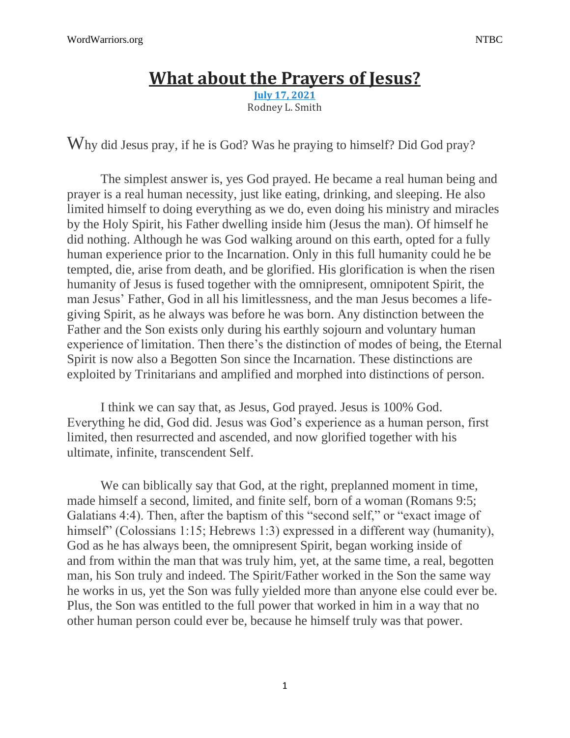# What about the Prayers of Jesus?

July 17, 2021
Rodney L. Smith

Why did Jesus pray, if he is God? Was he praying to himself? Did God pray?

The simplest answer is, yes God prayed. He became a real human being and prayer is a real human necessity, just like eating, drinking, and sleeping. He also limited himself to doing everything as we do, even doing his ministry and miracles by the Holy Spirit, his Father dwelling inside him (Jesus the man). Of himself he did nothing. Although he was God walking around on this earth, opted for a fully human experience prior to the Incarnation. Only in this full humanity could he be tempted, die, arise from death, and be glorified. His glorification is when the risen humanity of Jesus is fused together with the omnipresent, omnipotent Spirit, the man Jesus' Father, God in all his limitlessness, and the man Jesus becomes a life-giving Spirit, as he always was before he was born. Any distinction between the Father and the Son exists only during his earthly sojourn and voluntary human experience of limitation. Then there's the distinction of modes of being, the Eternal Spirit is now also a Begotten Son since the Incarnation. These distinctions are exploited by Trinitarians and amplified and morphed into distinctions of person.

I think we can say that, as Jesus, God prayed. Jesus is 100% God. Everything he did, God did. Jesus was God's experience as a human person, first limited, then resurrected and ascended, and now glorified together with his ultimate, infinite, transcendent Self.

We can biblically say that God, at the right, preplanned moment in time, made himself a second, limited, and finite self, born of a woman (Romans 9:5; Galatians 4:4). Then, after the baptism of this "second self," or "exact image of himself" (Colossians 1:15; Hebrews 1:3) expressed in a different way (humanity), God as he has always been, the omnipresent Spirit, began working inside of and from within the man that was truly him, yet, at the same time, a real, begotten man, his Son truly and indeed. The Spirit/Father worked in the Son the same way he works in us, yet the Son was fully yielded more than anyone else could ever be. Plus, the Son was entitled to the full power that worked in him in a way that no other human person could ever be, because he himself truly was that power.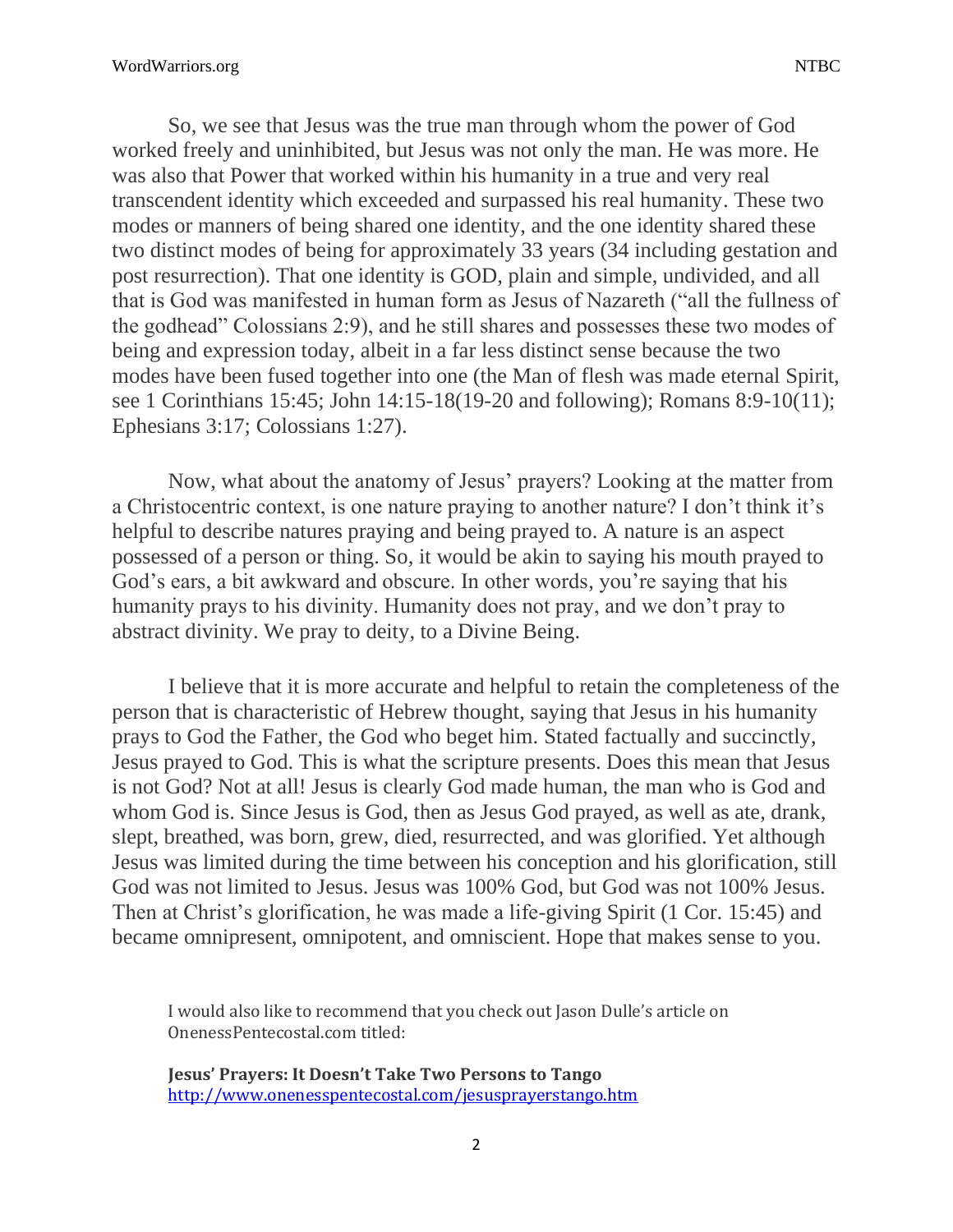So, we see that Jesus was the true man through whom the power of God worked freely and uninhibited, but Jesus was not only the man. He was more. He was also that Power that worked within his humanity in a true and very real transcendent identity which exceeded and surpassed his real humanity. These two modes or manners of being shared one identity, and the one identity shared these two distinct modes of being for approximately 33 years (34 including gestation and post resurrection). That one identity is GOD, plain and simple, undivided, and all that is God was manifested in human form as Jesus of Nazareth ("all the fullness of the godhead" Colossians 2:9), and he still shares and possesses these two modes of being and expression today, albeit in a far less distinct sense because the two modes have been fused together into one (the Man of flesh was made eternal Spirit, see 1 Corinthians 15:45; John 14:15-18(19-20 and following); Romans 8:9-10(11); Ephesians 3:17; Colossians 1:27).

Now, what about the anatomy of Jesus' prayers? Looking at the matter from a Christocentric context, is one nature praying to another nature? I don't think it's helpful to describe natures praying and being prayed to. A nature is an aspect possessed of a person or thing. So, it would be akin to saying his mouth prayed to God's ears, a bit awkward and obscure. In other words, you're saying that his humanity prays to his divinity. Humanity does not pray, and we don't pray to abstract divinity. We pray to deity, to a Divine Being.

I believe that it is more accurate and helpful to retain the completeness of the person that is characteristic of Hebrew thought, saying that Jesus in his humanity prays to God the Father, the God who beget him. Stated factually and succinctly, Jesus prayed to God. This is what the scripture presents. Does this mean that Jesus is not God? Not at all! Jesus is clearly God made human, the man who is God and whom God is. Since Jesus is God, then as Jesus God prayed, as well as ate, drank, slept, breathed, was born, grew, died, resurrected, and was glorified. Yet although Jesus was limited during the time between his conception and his glorification, still God was not limited to Jesus. Jesus was 100% God, but God was not 100% Jesus. Then at Christ's glorification, he was made a life-giving Spirit (1 Cor. 15:45) and became omnipresent, omnipotent, and omniscient. Hope that makes sense to you.

I would also like to recommend that you check out Jason Dulle's article on OnenessPentecostal.com titled:

**Jesus' Prayers: It Doesn't Take Two Persons to Tango**
http://www.onenesspentecostal.com/jesusprayerstango.htm